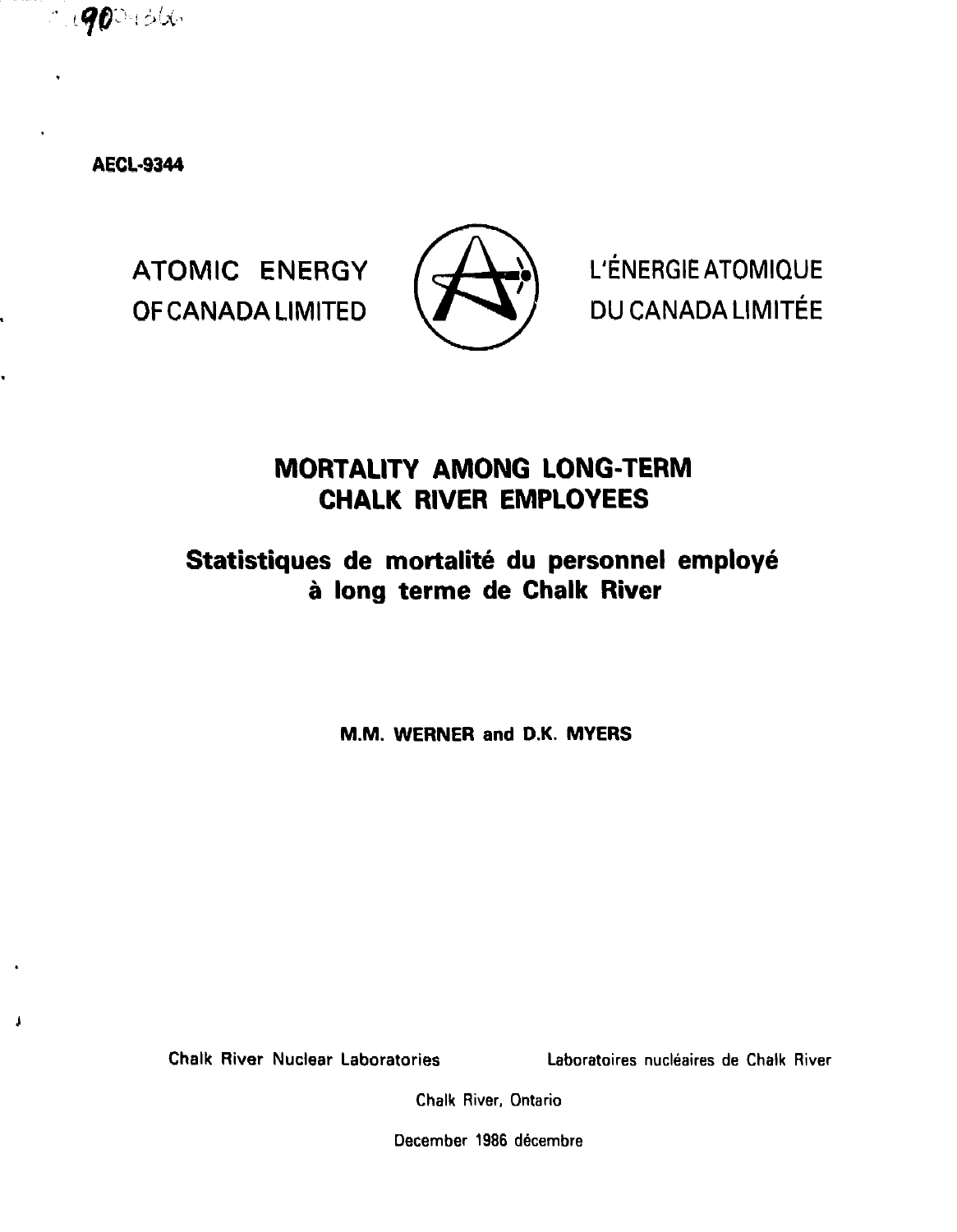AECL-9344

ATOMIC ENERGY
OF CANADA LIMITED

L'ÉNERGIE ATOMIQUE
DU CANADA LIMITÉE

# MORTALITY AMONG LONG-TERM CHALK RIVER EMPLOYEES

## Statistiques de mortalité du personnel employé à long terme de Chalk River

**M.M. WERNER and D.K. MYERS**

Chalk River Nuclear Laboratories

Laboratoires nucléaires de Chalk River

Chalk River, Ontario

December 1986 décembre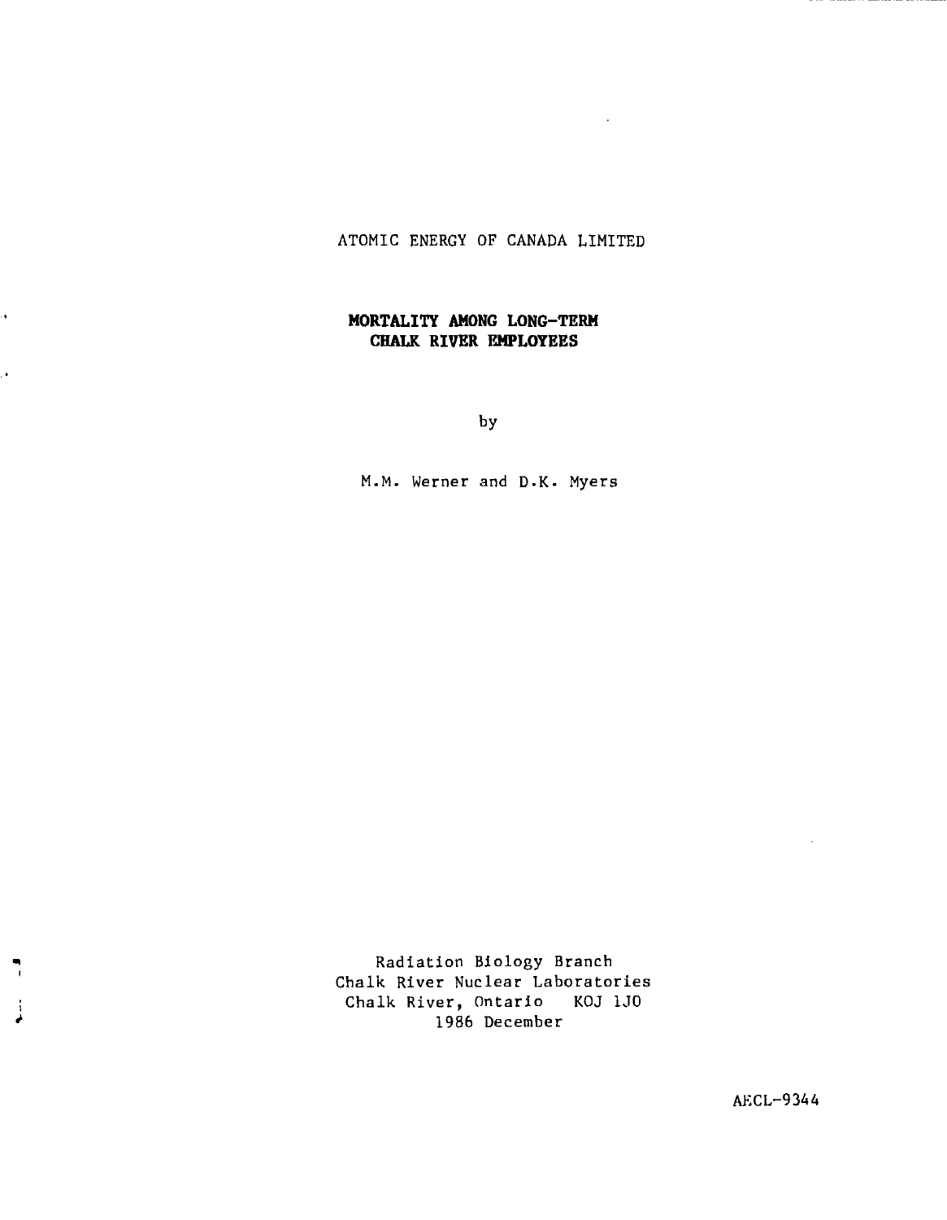ATOMIC ENERGY OF CANADA LIMITED

# MORTALITY AMONG LONG-TERM CHALK RIVER EMPLOYEES

by

M.M. Werner and D.K. Myers

Radiation Biology Branch
Chalk River Nuclear Laboratories
Chalk River, Ontario KOJ 1J0
1986 December

AECL-9344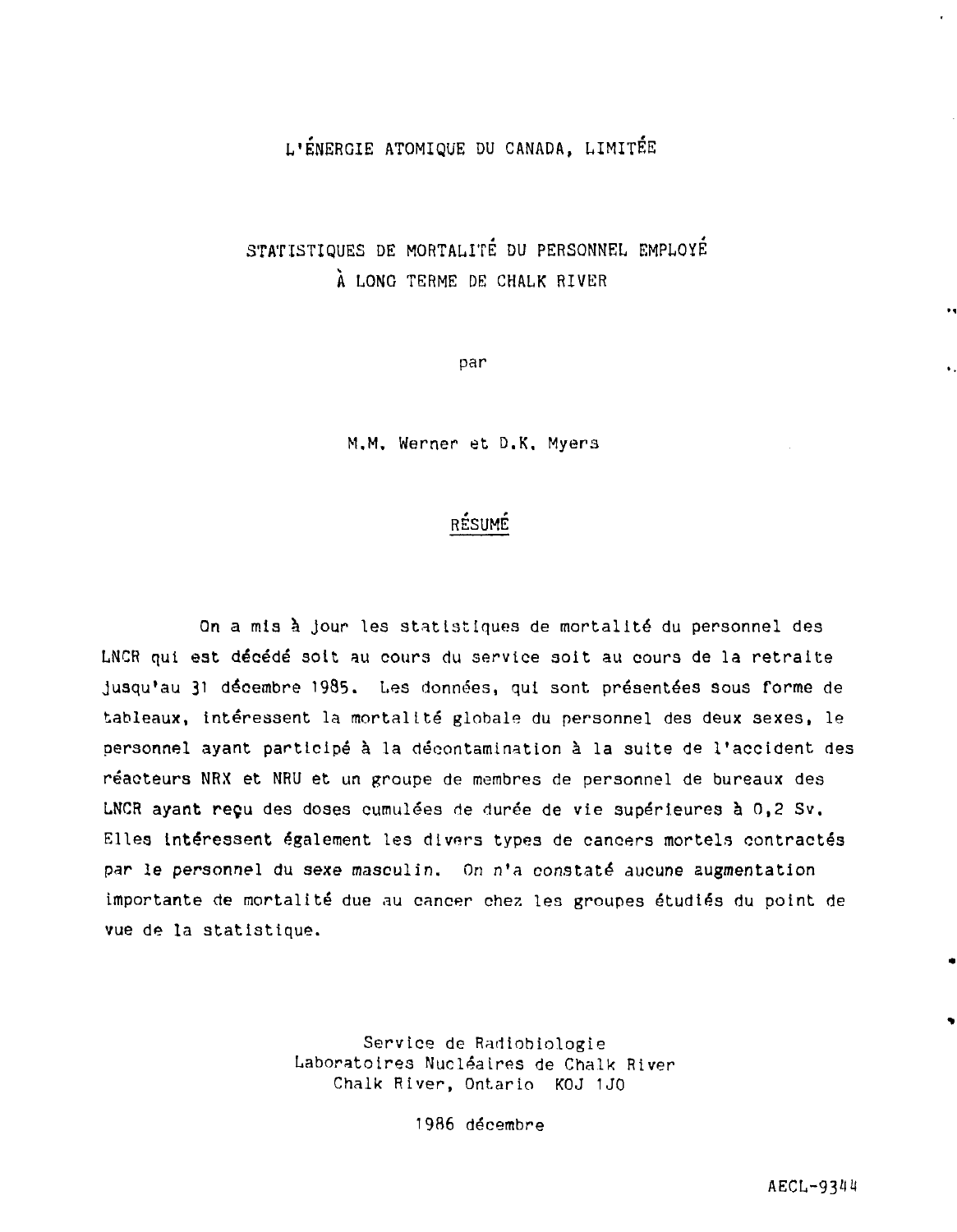L'ÉNERGIE ATOMIQUE DU CANADA, LIMITÉE

# STATISTIQUES DE MORTALITÉ DU PERSONNEL EMPLOYÉ À LONG TERME DE CHALK RIVER

par

M.M. Werner et D.K. Myers

## RÉSUMÉ

On a mis à jour les statistiques de mortalité du personnel des LNCR qui est décédé soit au cours du service soit au cours de la retraite jusqu'au 31 décembre 1985. Les données, qui sont présentées sous forme de tableaux, intéressent la mortalité globale du personnel des deux sexes, le personnel ayant participé à la décontamination à la suite de l'accident des réacteurs NRX et NRU et un groupe de membres de personnel de bureaux des LNCR ayant reçu des doses cumulées de durée de vie supérieures à 0,2 Sv. Elles intéressent également les divers types de cancers mortels contractés par le personnel du sexe masculin. On n'a constaté aucune augmentation importante de mortalité due au cancer chez les groupes étudiés du point de vue de la statistique.

Service de Radiobiologie
Laboratoires Nucléaires de Chalk River
Chalk River, Ontario K0J 1J0

1986 décembre

AECL-9344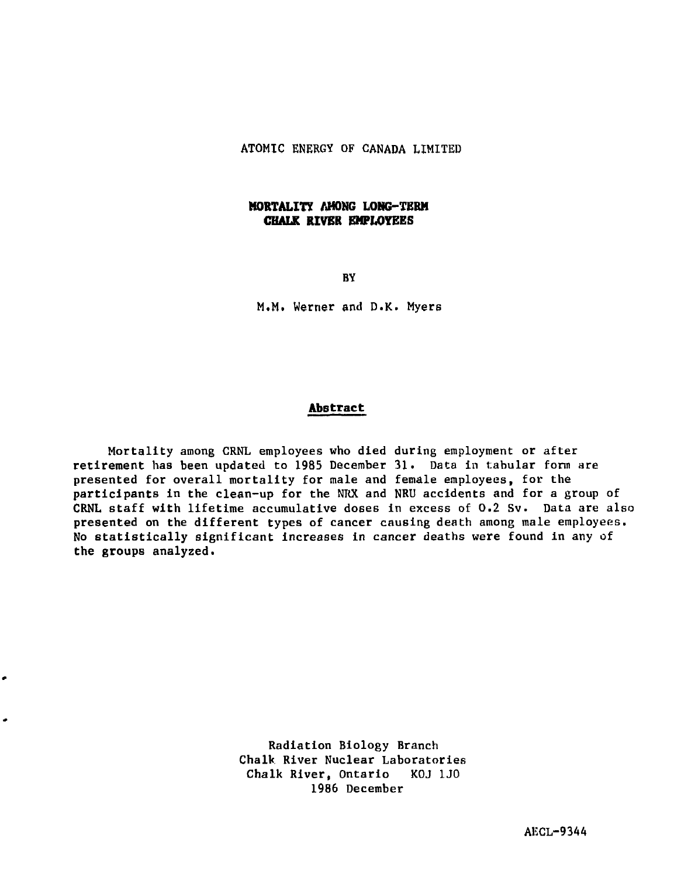ATOMIC ENERGY OF CANADA LIMITED

# MORTALITY AMONG LONG-TERM CHALK RIVER EMPLOYEES

BY

M.M. Werner and D.K. Myers

## Abstract

Mortality among CRNL employees who died during employment or after retirement has been updated to 1985 December 31. Data in tabular form are presented for overall mortality for male and female employees, for the participants in the clean-up for the NRX and NRU accidents and for a group of CRNL staff with lifetime accumulative doses in excess of 0.2 Sv. Data are also presented on the different types of cancer causing death among male employees. No statistically significant increases in cancer deaths were found in any of the groups analyzed.

Radiation Biology Branch
Chalk River Nuclear Laboratories
Chalk River, Ontario K0J 1J0
1986 December

AECL-9344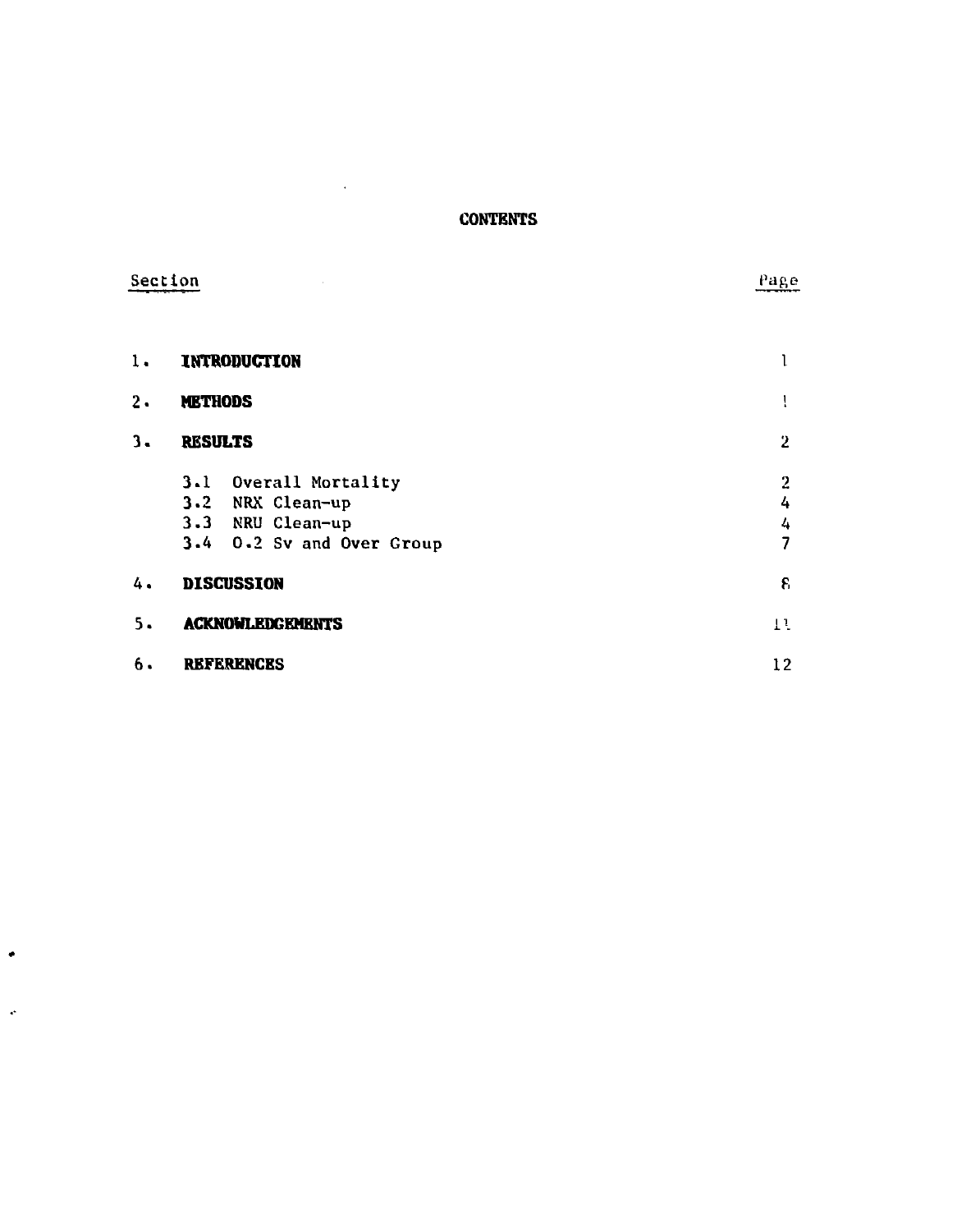# CONTENTS

| Section | | Page |
|---|---|---|
| 1. | **INTRODUCTION** | 1 |
| 2. | **METHODS** | 1 |
| 3. | **RESULTS** | 2 |
| | 3.1 Overall Mortality | 2 |
| | 3.2 NRX Clean-up | 4 |
| | 3.3 NRU Clean-up | 4 |
| | 3.4 0.2 Sv and Over Group | 7 |
| 4. | **DISCUSSION** | 8 |
| 5. | **ACKNOWLEDGEMENTS** | 11 |
| 6. | **REFERENCES** | 12 |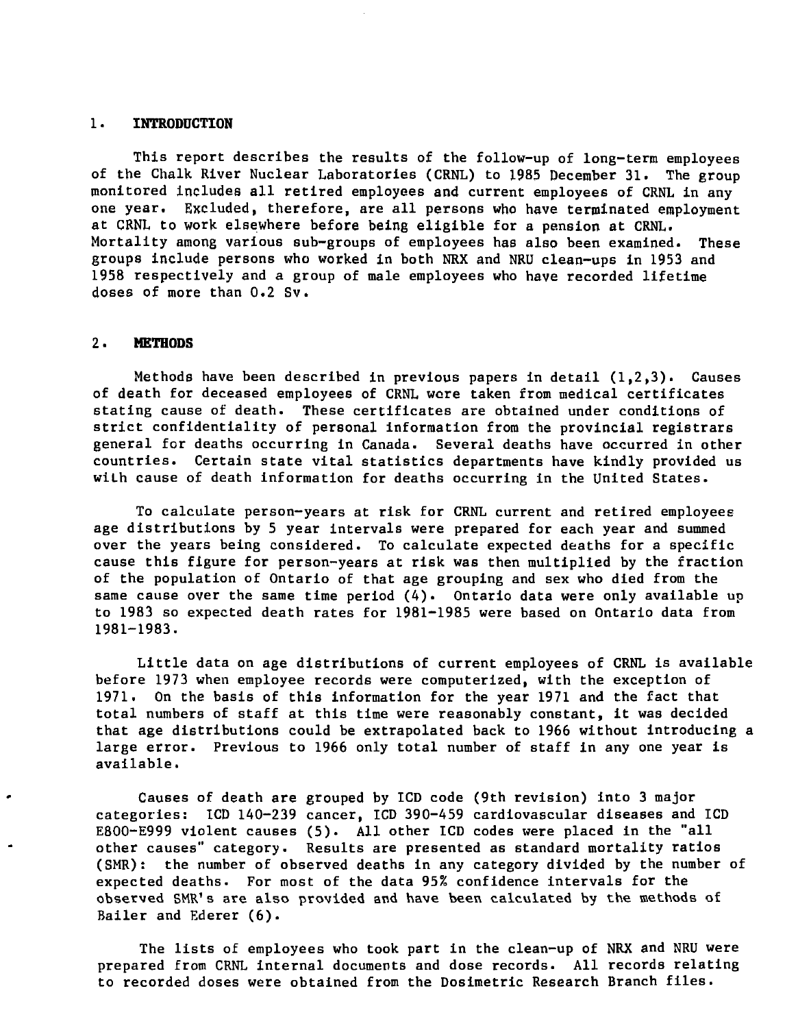## 1. INTRODUCTION

This report describes the results of the follow-up of long-term employees of the Chalk River Nuclear Laboratories (CRNL) to 1985 December 31. The group monitored includes all retired employees and current employees of CRNL in any one year. Excluded, therefore, are all persons who have terminated employment at CRNL to work elsewhere before being eligible for a pension at CRNL. Mortality among various sub-groups of employees has also been examined. These groups include persons who worked in both NRX and NRU clean-ups in 1953 and 1958 respectively and a group of male employees who have recorded lifetime doses of more than 0.2 Sv.

## 2. METHODS

Methods have been described in previous papers in detail (1,2,3). Causes of death for deceased employees of CRNL were taken from medical certificates stating cause of death. These certificates are obtained under conditions of strict confidentiality of personal information from the provincial registrars general for deaths occurring in Canada. Several deaths have occurred in other countries. Certain state vital statistics departments have kindly provided us with cause of death information for deaths occurring in the United States.

To calculate person-years at risk for CRNL current and retired employees age distributions by 5 year intervals were prepared for each year and summed over the years being considered. To calculate expected deaths for a specific cause this figure for person-years at risk was then multiplied by the fraction of the population of Ontario of that age grouping and sex who died from the same cause over the same time period (4). Ontario data were only available up to 1983 so expected death rates for 1981-1985 were based on Ontario data from 1981-1983.

Little data on age distributions of current employees of CRNL is available before 1973 when employee records were computerized, with the exception of 1971. On the basis of this information for the year 1971 and the fact that total numbers of staff at this time were reasonably constant, it was decided that age distributions could be extrapolated back to 1966 without introducing a large error. Previous to 1966 only total number of staff in any one year is available.

Causes of death are grouped by ICD code (9th revision) into 3 major categories: ICD 140-239 cancer, ICD 390-459 cardiovascular diseases and ICD E800-E999 violent causes (5). All other ICD codes were placed in the "all other causes" category. Results are presented as standard mortality ratios (SMR): the number of observed deaths in any category divided by the number of expected deaths. For most of the data 95% confidence intervals for the observed SMR's are also provided and have been calculated by the methods of Bailer and Ederer (6).

The lists of employees who took part in the clean-up of NRX and NRU were prepared from CRNL internal documents and dose records. All records relating to recorded doses were obtained from the Dosimetric Research Branch files.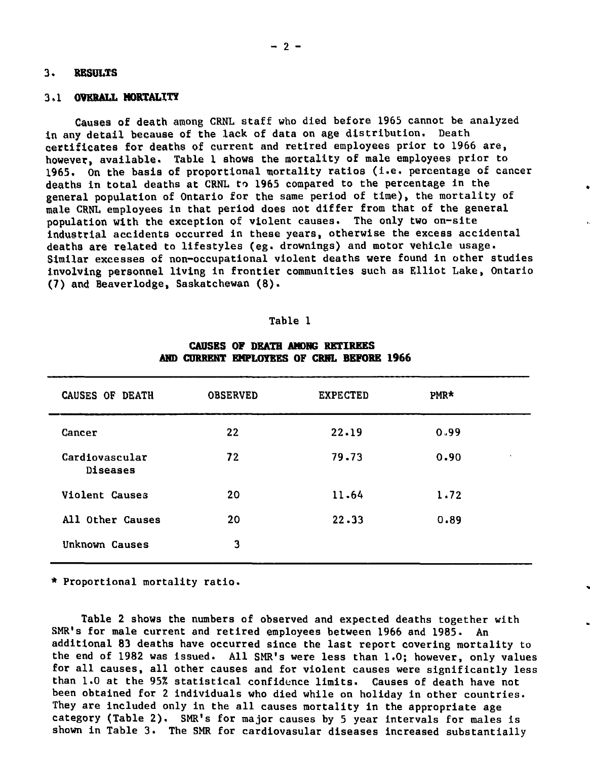## 3. RESULTS

### 3.1 OVERALL MORTALITY

Causes of death among CRNL staff who died before 1965 cannot be analyzed in any detail because of the lack of data on age distribution. Death certificates for deaths of current and retired employees prior to 1966 are, however, available. Table 1 shows the mortality of male employees prior to 1965. On the basis of proportional mortality ratios (i.e. percentage of cancer deaths in total deaths at CRNL to 1965 compared to the percentage in the general population of Ontario for the same period of time), the mortality of male CRNL employees in that period does not differ from that of the general population with the exception of violent causes. The only two on-site industrial accidents occurred in these years, otherwise the excess accidental deaths are related to lifestyles (eg. drownings) and motor vehicle usage. Similar excesses of non-occupational violent deaths were found in other studies involving personnel living in frontier communities such as Elliot Lake, Ontario (7) and Beaverlodge, Saskatchewan (8).

Table 1

**CAUSES OF DEATH AMONG RETIREES AND CURRENT EMPLOYEES OF CRNL BEFORE 1966**

| CAUSES OF DEATH | OBSERVED | EXPECTED | PMR* |
|---|---|---|---|
| Cancer | 22 | 22.19 | 0.99 |
| Cardiovascular Diseases | 72 | 79.73 | 0.90 |
| Violent Causes | 20 | 11.64 | 1.72 |
| All Other Causes | 20 | 22.33 | 0.89 |
| Unknown Causes | 3 | | |

\* Proportional mortality ratio.

Table 2 shows the numbers of observed and expected deaths together with SMR's for male current and retired employees between 1966 and 1985. An additional 83 deaths have occurred since the last report covering mortality to the end of 1982 was issued. All SMR's were less than 1.0; however, only values for all causes, all other causes and for violent causes were significantly less than 1.0 at the 95% statistical confidence limits. Causes of death have not been obtained for 2 individuals who died while on holiday in other countries. They are included only in the all causes mortality in the appropriate age category (Table 2). SMR's for major causes by 5 year intervals for males is shown in Table 3. The SMR for cardiovasular diseases increased substantially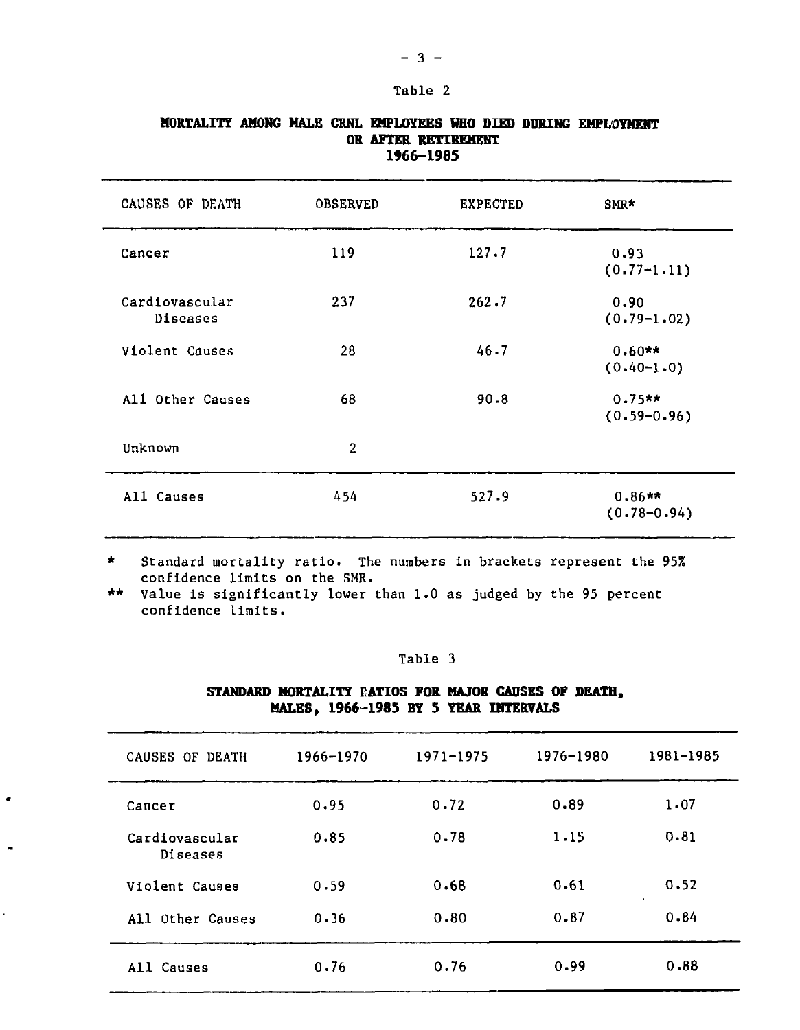Table 2

**MORTALITY AMONG MALE CRNL EMPLOYEES WHO DIED DURING EMPLOYMENT OR AFTER RETIREMENT 1966–1985**

| CAUSES OF DEATH | OBSERVED | EXPECTED | SMR* |
|---|---|---|---|
| Cancer | 119 | 127.7 | 0.93 (0.77–1.11) |
| Cardiovascular Diseases | 237 | 262.7 | 0.90 (0.79–1.02) |
| Violent Causes | 28 | 46.7 | 0.60** (0.40–1.0) |
| All Other Causes | 68 | 90.8 | 0.75** (0.59–0.96) |
| Unknown | 2 | | |
| All Causes | 454 | 527.9 | 0.86** (0.78–0.94) |

\* Standard mortality ratio. The numbers in brackets represent the 95% confidence limits on the SMR.

** Value is significantly lower than 1.0 as judged by the 95 percent confidence limits.

Table 3

**STANDARD MORTALITY RATIOS FOR MAJOR CAUSES OF DEATH, MALES, 1966–1985 BY 5 YEAR INTERVALS**

| CAUSES OF DEATH | 1966–1970 | 1971–1975 | 1976–1980 | 1981–1985 |
|---|---|---|---|---|
| Cancer | 0.95 | 0.72 | 0.89 | 1.07 |
| Cardiovascular Diseases | 0.85 | 0.78 | 1.15 | 0.81 |
| Violent Causes | 0.59 | 0.68 | 0.61 | 0.52 |
| All Other Causes | 0.36 | 0.80 | 0.87 | 0.84 |
| All Causes | 0.76 | 0.76 | 0.99 | 0.88 |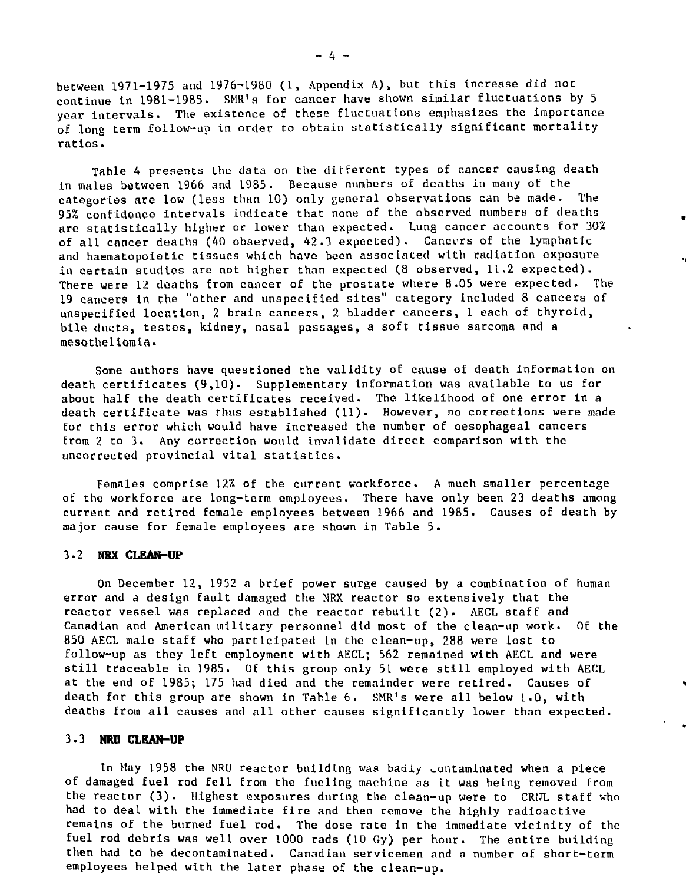between 1971-1975 and 1976-1980 (1, Appendix A), but this increase did not continue in 1981-1985. SMR's for cancer have shown similar fluctuations by 5 year intervals. The existence of these fluctuations emphasizes the importance of long term follow-up in order to obtain statistically significant mortality ratios.

Table 4 presents the data on the different types of cancer causing death in males between 1966 and 1985. Because numbers of deaths in many of the categories are low (less than 10) only general observations can be made. The 95% confidence intervals indicate that none of the observed numbers of deaths are statistically higher or lower than expected. Lung cancer accounts for 30% of all cancer deaths (40 observed, 42.3 expected). Cancers of the lymphatic and haematopoietic tissues which have been associated with radiation exposure in certain studies are not higher than expected (8 observed, 11.2 expected). There were 12 deaths from cancer of the prostate where 8.05 were expected. The 19 cancers in the "other and unspecified sites" category included 8 cancers of unspecified location, 2 brain cancers, 2 bladder cancers, 1 each of thyroid, bile ducts, testes, kidney, nasal passages, a soft tissue sarcoma and a mesotheliomia.

Some authors have questioned the validity of cause of death information on death certificates (9,10). Supplementary information was available to us for about half the death certificates received. The likelihood of one error in a death certificate was thus established (11). However, no corrections were made for this error which would have increased the number of oesophageal cancers from 2 to 3. Any correction would invalidate direct comparison with the uncorrected provincial vital statistics.

Females comprise 12% of the current workforce. A much smaller percentage of the workforce are long-term employees. There have only been 23 deaths among current and retired female employees between 1966 and 1985. Causes of death by major cause for female employees are shown in Table 5.

### 3.2 NRX CLEAN-UP

On December 12, 1952 a brief power surge caused by a combination of human error and a design fault damaged the NRX reactor so extensively that the reactor vessel was replaced and the reactor rebuilt (2). AECL staff and Canadian and American military personnel did most of the clean-up work. Of the 850 AECL male staff who participated in the clean-up, 288 were lost to follow-up as they left employment with AECL; 562 remained with AECL and were still traceable in 1985. Of this group only 51 were still employed with AECL at the end of 1985; 175 had died and the remainder were retired. Causes of death for this group are shown in Table 6. SMR's were all below 1.0, with deaths from all causes and all other causes significantly lower than expected.

### 3.3 NRU CLEAN-UP

In May 1958 the NRU reactor building was badly contaminated when a piece of damaged fuel rod fell from the fueling machine as it was being removed from the reactor (3). Highest exposures during the clean-up were to CRNL staff who had to deal with the immediate fire and then remove the highly radioactive remains of the burned fuel rod. The dose rate in the immediate vicinity of the fuel rod debris was well over 1000 rads (10 Gy) per hour. The entire building then had to be decontaminated. Canadian servicemen and a number of short-term employees helped with the later phase of the clean-up.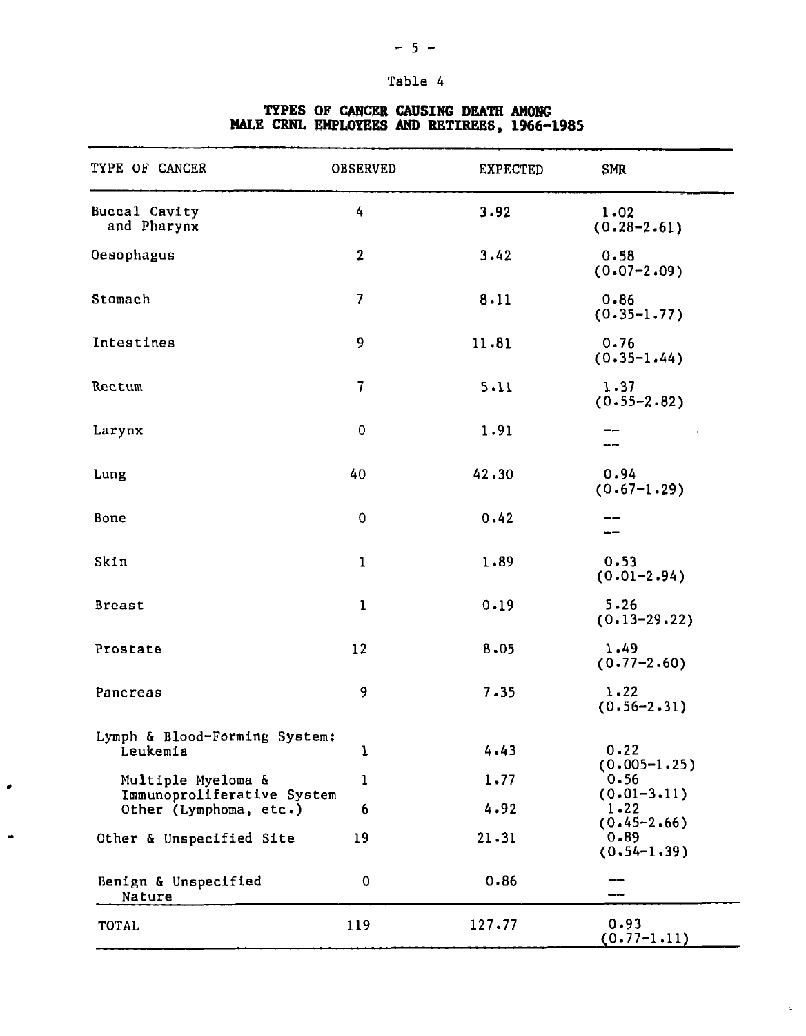Table 4

**TYPES OF CANCER CAUSING DEATH AMONG MALE CRNL EMPLOYEES AND RETIREES, 1966-1985**

| TYPE OF CANCER | OBSERVED | EXPECTED | SMR |
|---|---|---|---|
| Buccal Cavity and Pharynx | 4 | 3.92 | 1.02 (0.28-2.61) |
| Oesophagus | 2 | 3.42 | 0.58 (0.07-2.09) |
| Stomach | 7 | 8.11 | 0.86 (0.35-1.77) |
| Intestines | 9 | 11.81 | 0.76 (0.35-1.44) |
| Rectum | 7 | 5.11 | 1.37 (0.55-2.82) |
| Larynx | 0 | 1.91 | -- -- |
| Lung | 40 | 42.30 | 0.94 (0.67-1.29) |
| Bone | 0 | 0.42 | -- -- |
| Skin | 1 | 1.89 | 0.53 (0.01-2.94) |
| Breast | 1 | 0.19 | 5.26 (0.13-29.22) |
| Prostate | 12 | 8.05 | 1.49 (0.77-2.60) |
| Pancreas | 9 | 7.35 | 1.22 (0.56-2.31) |
| Lymph & Blood-Forming System: | | | |
| Leukemia | 1 | 4.43 | 0.22 (0.005-1.25) |
| Multiple Myeloma & Immunoproliferative System | 1 | 1.77 | 0.56 (0.01-3.11) |
| Other (Lymphoma, etc.) | 6 | 4.92 | 1.22 (0.45-2.66) |
| Other & Unspecified Site | 19 | 21.31 | 0.89 (0.54-1.39) |
| Benign & Unspecified Nature | 0 | 0.86 | -- -- |
| TOTAL | 119 | 127.77 | 0.93 (0.77-1.11) |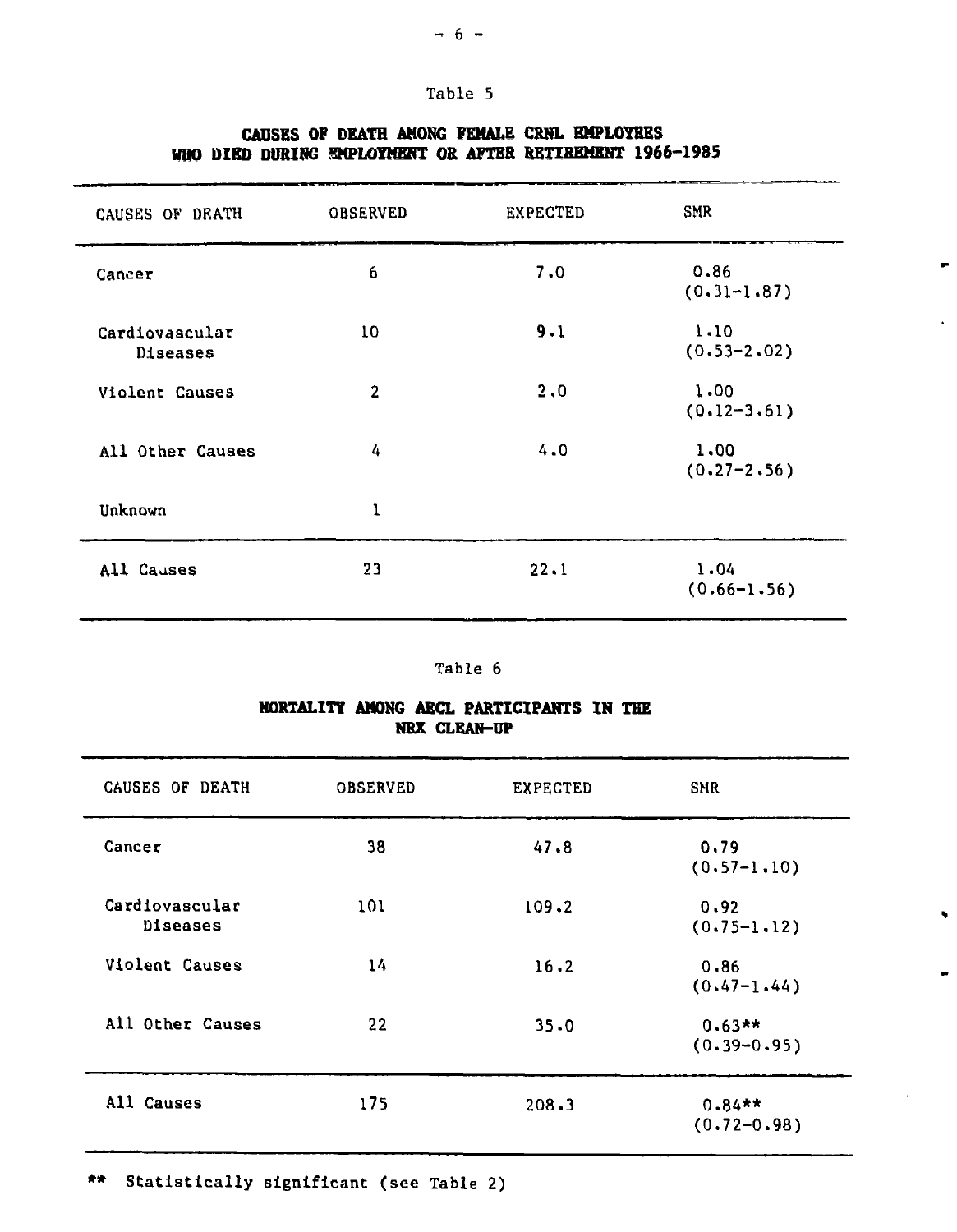Table 5

**CAUSES OF DEATH AMONG FEMALE CRNL EMPLOYEES WHO DIED DURING EMPLOYMENT OR AFTER RETIREMENT 1966-1985**

| CAUSES OF DEATH | OBSERVED | EXPECTED | SMR |
|---|---|---|---|
| Cancer | 6 | 7.0 | 0.86 (0.31-1.87) |
| Cardiovascular Diseases | 10 | 9.1 | 1.10 (0.53-2.02) |
| Violent Causes | 2 | 2.0 | 1.00 (0.12-3.61) |
| All Other Causes | 4 | 4.0 | 1.00 (0.27-2.56) |
| Unknown | 1 | | |
| All Causes | 23 | 22.1 | 1.04 (0.66-1.56) |

Table 6

**MORTALITY AMONG AECL PARTICIPANTS IN THE NRX CLEAN-UP**

| CAUSES OF DEATH | OBSERVED | EXPECTED | SMR |
|---|---|---|---|
| Cancer | 38 | 47.8 | 0.79 (0.57-1.10) |
| Cardiovascular Diseases | 101 | 109.2 | 0.92 (0.75-1.12) |
| Violent Causes | 14 | 16.2 | 0.86 (0.47-1.44) |
| All Other Causes | 22 | 35.0 | 0.63** (0.39-0.95) |
| All Causes | 175 | 208.3 | 0.84** (0.72-0.98) |

** Statistically significant (see Table 2)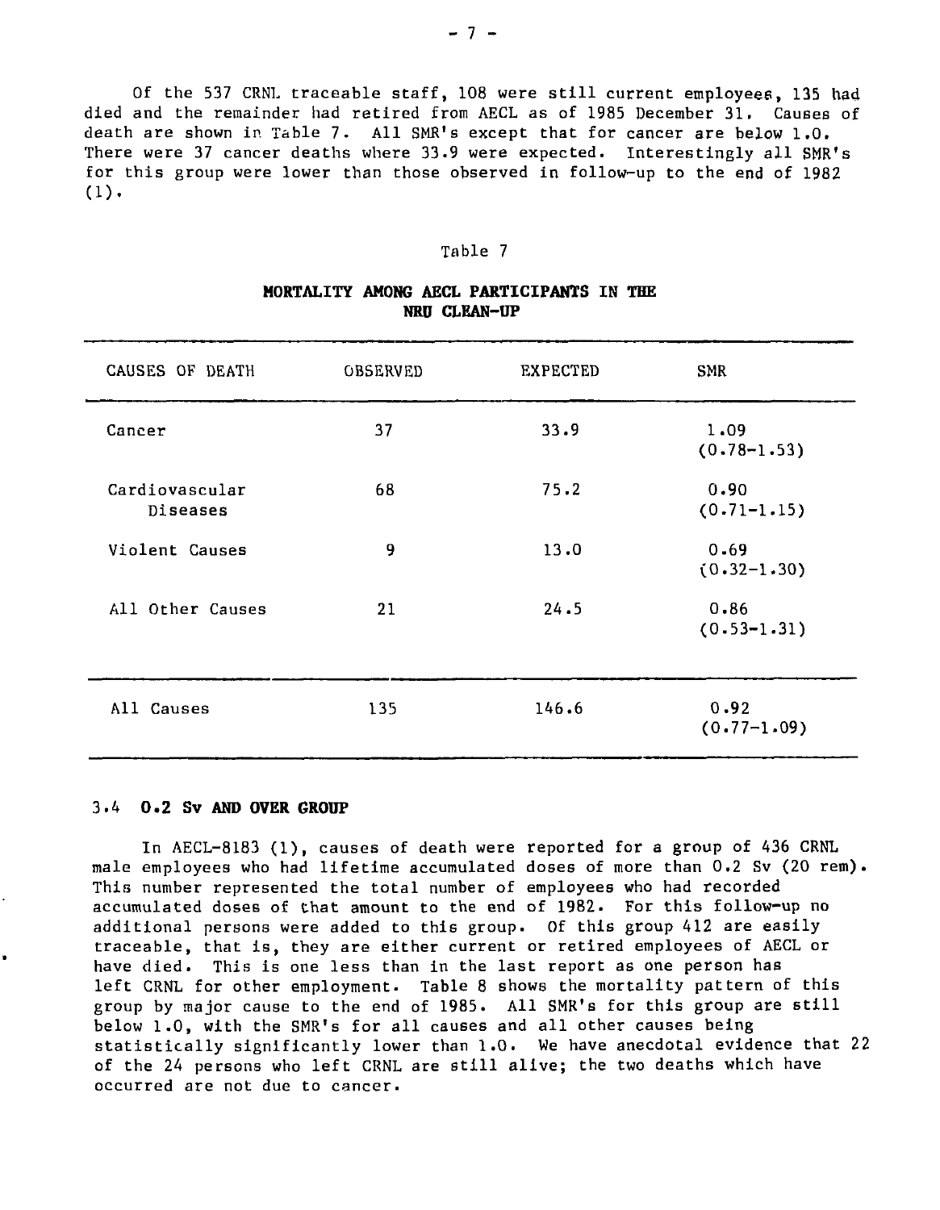Of the 537 CRNL traceable staff, 108 were still current employees, 135 had died and the remainder had retired from AECL as of 1985 December 31. Causes of death are shown in Table 7. All SMR's except that for cancer are below 1.0. There were 37 cancer deaths where 33.9 were expected. Interestingly all SMR's for this group were lower than those observed in follow-up to the end of 1982 (1).

Table 7

**MORTALITY AMONG AECL PARTICIPANTS IN THE NRU CLEAN-UP**

| CAUSES OF DEATH | OBSERVED | EXPECTED | SMR |
|---|---|---|---|
| Cancer | 37 | 33.9 | 1.09 (0.78-1.53) |
| Cardiovascular Diseases | 68 | 75.2 | 0.90 (0.71-1.15) |
| Violent Causes | 9 | 13.0 | 0.69 (0.32-1.30) |
| All Other Causes | 21 | 24.5 | 0.86 (0.53-1.31) |
| All Causes | 135 | 146.6 | 0.92 (0.77-1.09) |

### 3.4 0.2 Sv AND OVER GROUP

In AECL-8183 (1), causes of death were reported for a group of 436 CRNL male employees who had lifetime accumulated doses of more than 0.2 Sv (20 rem). This number represented the total number of employees who had recorded accumulated doses of that amount to the end of 1982. For this follow-up no additional persons were added to this group. Of this group 412 are easily traceable, that is, they are either current or retired employees of AECL or have died. This is one less than in the last report as one person has left CRNL for other employment. Table 8 shows the mortality pattern of this group by major cause to the end of 1985. All SMR's for this group are still below 1.0, with the SMR's for all causes and all other causes being statistically significantly lower than 1.0. We have anecdotal evidence that 22 of the 24 persons who left CRNL are still alive; the two deaths which have occurred are not due to cancer.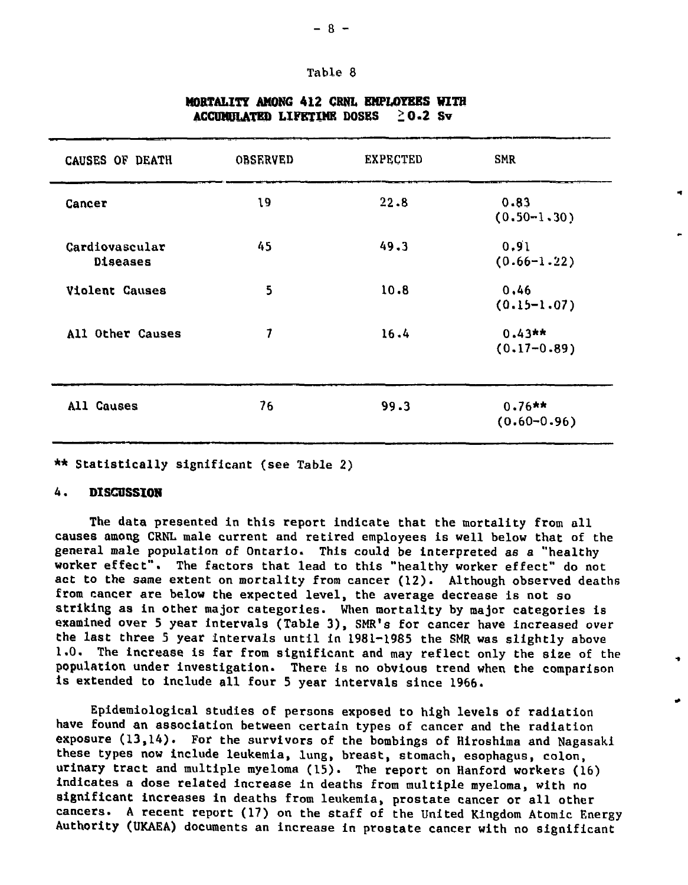Table 8

**MORTALITY AMONG 412 CRNL EMPLOYEES WITH ACCUMULATED LIFETIME DOSES $\geq$0.2 Sv**

| CAUSES OF DEATH | OBSERVED | EXPECTED | SMR |
|---|---|---|---|
| Cancer | 19 | 22.8 | 0.83 (0.50–1.30) |
| Cardiovascular Diseases | 45 | 49.3 | 0.91 (0.66–1.22) |
| Violent Causes | 5 | 10.8 | 0.46 (0.15–1.07) |
| All Other Causes | 7 | 16.4 | 0.43** (0.17–0.89) |
| All Causes | 76 | 99.3 | 0.76** (0.60–0.96) |

** Statistically significant (see Table 2)

## 4. DISCUSSION

The data presented in this report indicate that the mortality from all causes among CRNL male current and retired employees is well below that of the general male population of Ontario. This could be interpreted as a "healthy worker effect". The factors that lead to this "healthy worker effect" do not act to the same extent on mortality from cancer (12). Although observed deaths from cancer are below the expected level, the average decrease is not so striking as in other major categories. When mortality by major categories is examined over 5 year intervals (Table 3), SMR's for cancer have increased over the last three 5 year intervals until in 1981–1985 the SMR was slightly above 1.0. The increase is far from significant and may reflect only the size of the population under investigation. There is no obvious trend when the comparison is extended to include all four 5 year intervals since 1966.

Epidemiological studies of persons exposed to high levels of radiation have found an association between certain types of cancer and the radiation exposure (13,14). For the survivors of the bombings of Hiroshima and Nagasaki these types now include leukemia, lung, breast, stomach, esophagus, colon, urinary tract and multiple myeloma (15). The report on Hanford workers (16) indicates a dose related increase in deaths from multiple myeloma, with no significant increases in deaths from leukemia, prostate cancer or all other cancers. A recent report (17) on the staff of the United Kingdom Atomic Energy Authority (UKAEA) documents an increase in prostate cancer with no significant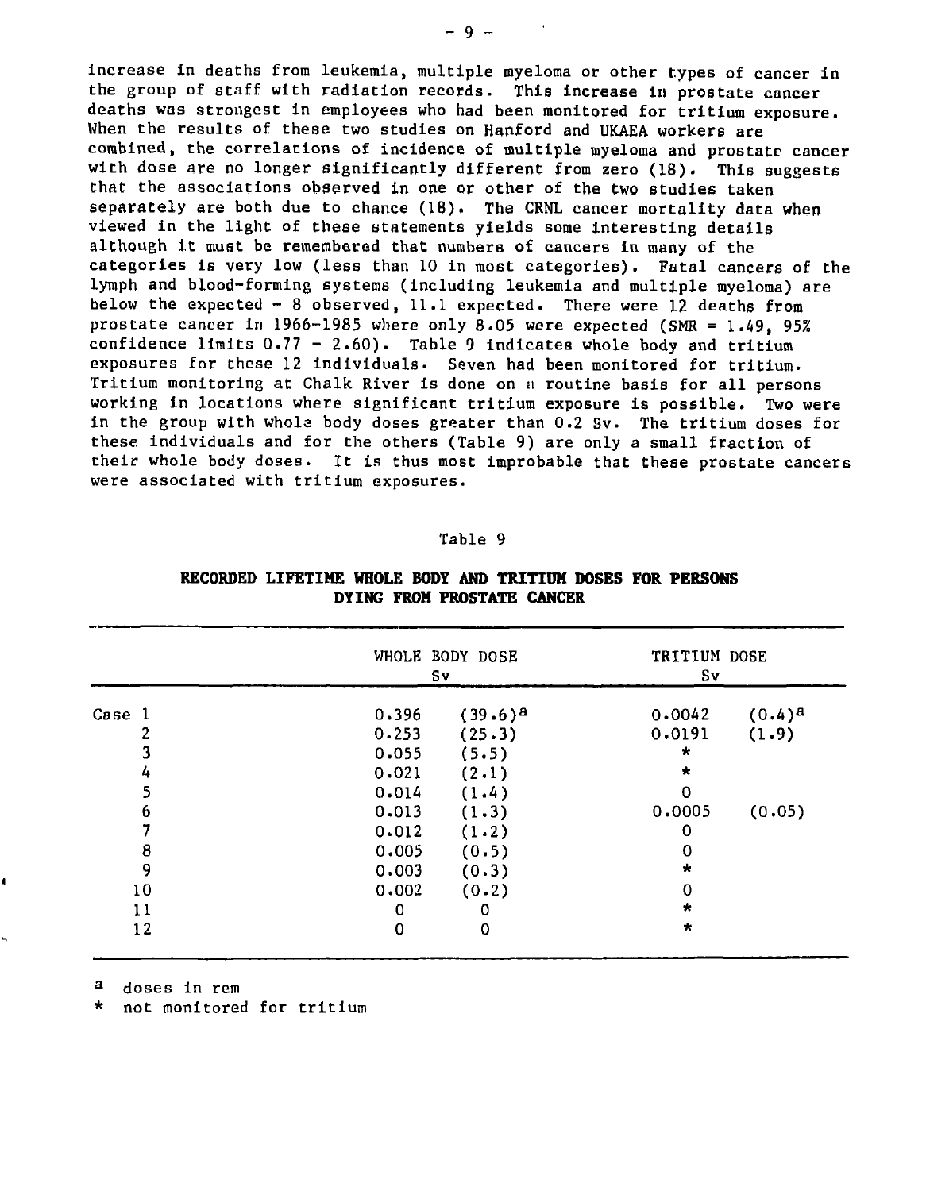increase in deaths from leukemia, multiple myeloma or other types of cancer in the group of staff with radiation records. This increase in prostate cancer deaths was strongest in employees who had been monitored for tritium exposure. When the results of these two studies on Hanford and UKAEA workers are combined, the correlations of incidence of multiple myeloma and prostate cancer with dose are no longer significantly different from zero (18). This suggests that the associations observed in one or other of the two studies taken separately are both due to chance (18). The CRNL cancer mortality data when viewed in the light of these statements yields some interesting details although it must be remembered that numbers of cancers in many of the categories is very low (less than 10 in most categories). Fatal cancers of the lymph and blood-forming systems (including leukemia and multiple myeloma) are below the expected - 8 observed, 11.1 expected. There were 12 deaths from prostate cancer in 1966-1985 where only 8.05 were expected (SMR = 1.49, 95% confidence limits 0.77 - 2.60). Table 9 indicates whole body and tritium exposures for these 12 individuals. Seven had been monitored for tritium. Tritium monitoring at Chalk River is done on a routine basis for all persons working in locations where significant tritium exposure is possible. Two were in the group with whole body doses greater than 0.2 Sv. The tritium doses for these individuals and for the others (Table 9) are only a small fraction of their whole body doses. It is thus most improbable that these prostate cancers were associated with tritium exposures.

Table 9

**RECORDED LIFETIME WHOLE BODY AND TRITIUM DOSES FOR PERSONS DYING FROM PROSTATE CANCER**

| | WHOLE BODY DOSE Sv | | TRITIUM DOSE Sv | |
|---|---|---|---|---|
| Case 1 | 0.396 | (39.6)[a] | 0.0042 | (0.4)[a] |
| 2 | 0.253 | (25.3) | 0.0191 | (1.9) |
| 3 | 0.055 | (5.5) | * | |
| 4 | 0.021 | (2.1) | * | |
| 5 | 0.014 | (1.4) | 0 | |
| 6 | 0.013 | (1.3) | 0.0005 | (0.05) |
| 7 | 0.012 | (1.2) | 0 | |
| 8 | 0.005 | (0.5) | 0 | |
| 9 | 0.003 | (0.3) | * | |
| 10 | 0.002 | (0.2) | 0 | |
| 11 | 0 | 0 | * | |
| 12 | 0 | 0 | * | |

[a] doses in rem

\* not monitored for tritium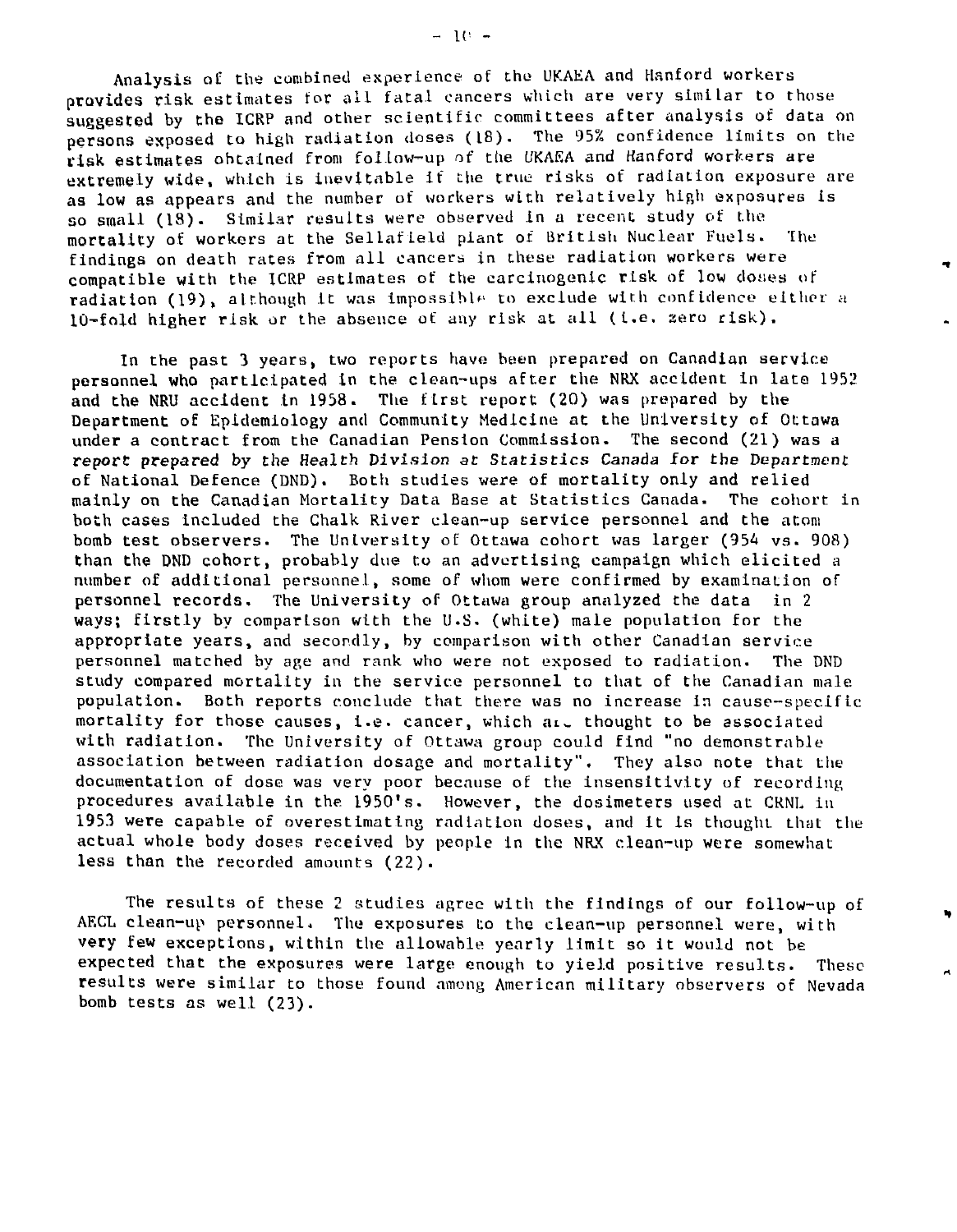Analysis of the combined experience of the UKAEA and Hanford workers provides risk estimates for all fatal cancers which are very similar to those suggested by the ICRP and other scientific committees after analysis of data on persons exposed to high radiation doses (18). The 95% confidence limits on the risk estimates obtained from follow-up of the UKAEA and Hanford workers are extremely wide, which is inevitable if the true risks of radiation exposure are as low as appears and the number of workers with relatively high exposures is so small (18). Similar results were observed in a recent study of the mortality of workers at the Sellafield plant of British Nuclear Fuels. The findings on death rates from all cancers in these radiation workers were compatible with the ICRP estimates of the carcinogenic risk of low doses of radiation (19), although it was impossible to exclude with confidence either a 10-fold higher risk or the absence of any risk at all (i.e. zero risk).

In the past 3 years, two reports have been prepared on Canadian service personnel who participated in the clean-ups after the NRX accident in late 1952 and the NRU accident in 1958. The first report (20) was prepared by the Department of Epidemiology and Community Medicine at the University of Ottawa under a contract from the Canadian Pension Commission. The second (21) was a report prepared by the Health Division at Statistics Canada for the Department of National Defence (DND). Both studies were of mortality only and relied mainly on the Canadian Mortality Data Base at Statistics Canada. The cohort in both cases included the Chalk River clean-up service personnel and the atom bomb test observers. The University of Ottawa cohort was larger (954 vs. 908) than the DND cohort, probably due to an advertising campaign which elicited a number of additional personnel, some of whom were confirmed by examination of personnel records. The University of Ottawa group analyzed the data in 2 ways; firstly by comparison with the U.S. (white) male population for the appropriate years, and secondly, by comparison with other Canadian service personnel matched by age and rank who were not exposed to radiation. The DND study compared mortality in the service personnel to that of the Canadian male population. Both reports conclude that there was no increase in cause-specific mortality for those causes, i.e. cancer, which are thought to be associated with radiation. The University of Ottawa group could find "no demonstrable association between radiation dosage and mortality". They also note that the documentation of dose was very poor because of the insensitivity of recording procedures available in the 1950's. However, the dosimeters used at CRNL in 1953 were capable of overestimating radiation doses, and it is thought that the actual whole body doses received by people in the NRX clean-up were somewhat less than the recorded amounts (22).

The results of these 2 studies agree with the findings of our follow-up of AECL clean-up personnel. The exposures to the clean-up personnel were, with very few exceptions, within the allowable yearly limit so it would not be expected that the exposures were large enough to yield positive results. These results were similar to those found among American military observers of Nevada bomb tests as well (23).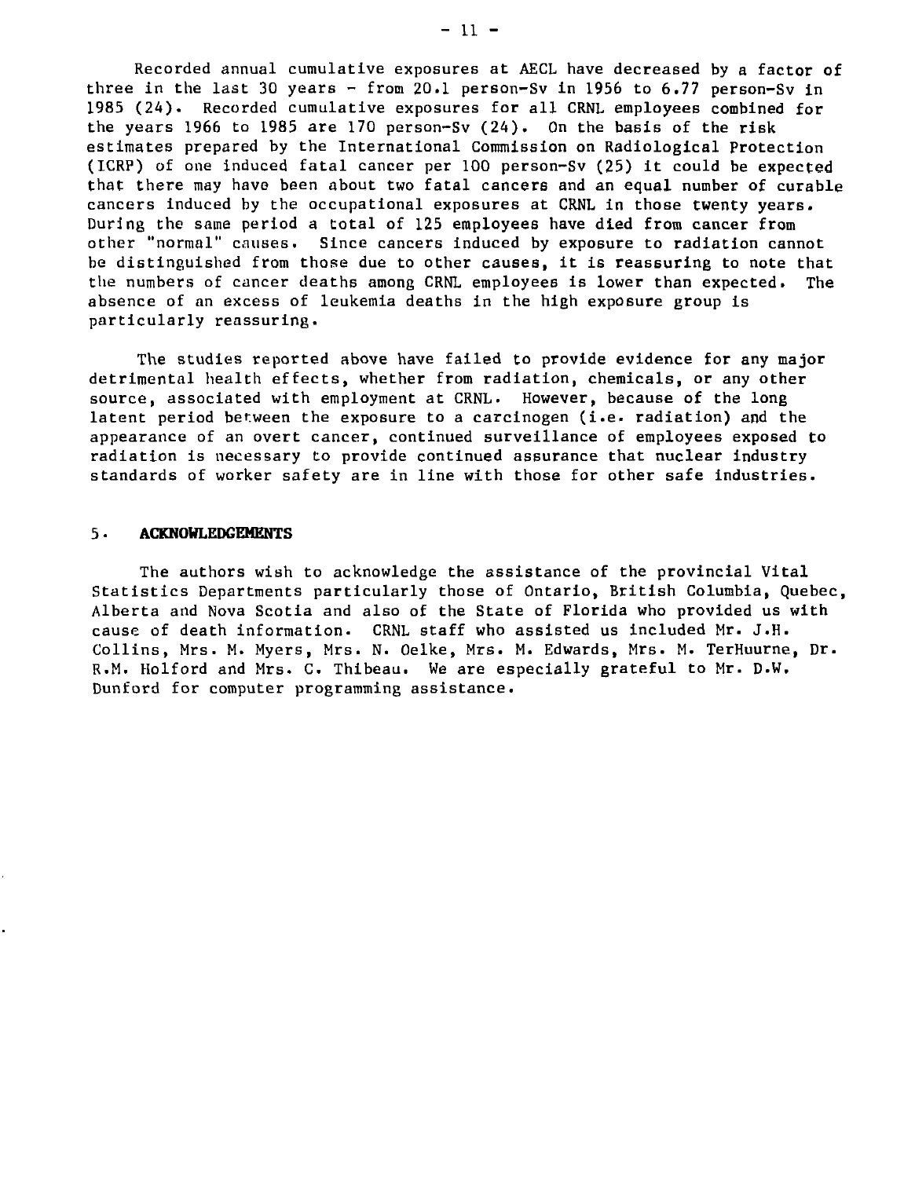Recorded annual cumulative exposures at AECL have decreased by a factor of three in the last 30 years - from 20.1 person-Sv in 1956 to 6.77 person-Sv in 1985 (24). Recorded cumulative exposures for all CRNL employees combined for the years 1966 to 1985 are 170 person-Sv (24). On the basis of the risk estimates prepared by the International Commission on Radiological Protection (ICRP) of one induced fatal cancer per 100 person-Sv (25) it could be expected that there may have been about two fatal cancers and an equal number of curable cancers induced by the occupational exposures at CRNL in those twenty years. During the same period a total of 125 employees have died from cancer from other "normal" causes. Since cancers induced by exposure to radiation cannot be distinguished from those due to other causes, it is reassuring to note that the numbers of cancer deaths among CRNL employees is lower than expected. The absence of an excess of leukemia deaths in the high exposure group is particularly reassuring.

The studies reported above have failed to provide evidence for any major detrimental health effects, whether from radiation, chemicals, or any other source, associated with employment at CRNL. However, because of the long latent period between the exposure to a carcinogen (i.e. radiation) and the appearance of an overt cancer, continued surveillance of employees exposed to radiation is necessary to provide continued assurance that nuclear industry standards of worker safety are in line with those for other safe industries.

## 5. ACKNOWLEDGEMENTS

The authors wish to acknowledge the assistance of the provincial Vital Statistics Departments particularly those of Ontario, British Columbia, Quebec, Alberta and Nova Scotia and also of the State of Florida who provided us with cause of death information. CRNL staff who assisted us included Mr. J.H. Collins, Mrs. M. Myers, Mrs. N. Oelke, Mrs. M. Edwards, Mrs. M. TerHuurne, Dr. R.M. Holford and Mrs. C. Thibeau. We are especially grateful to Mr. D.W. Dunford for computer programming assistance.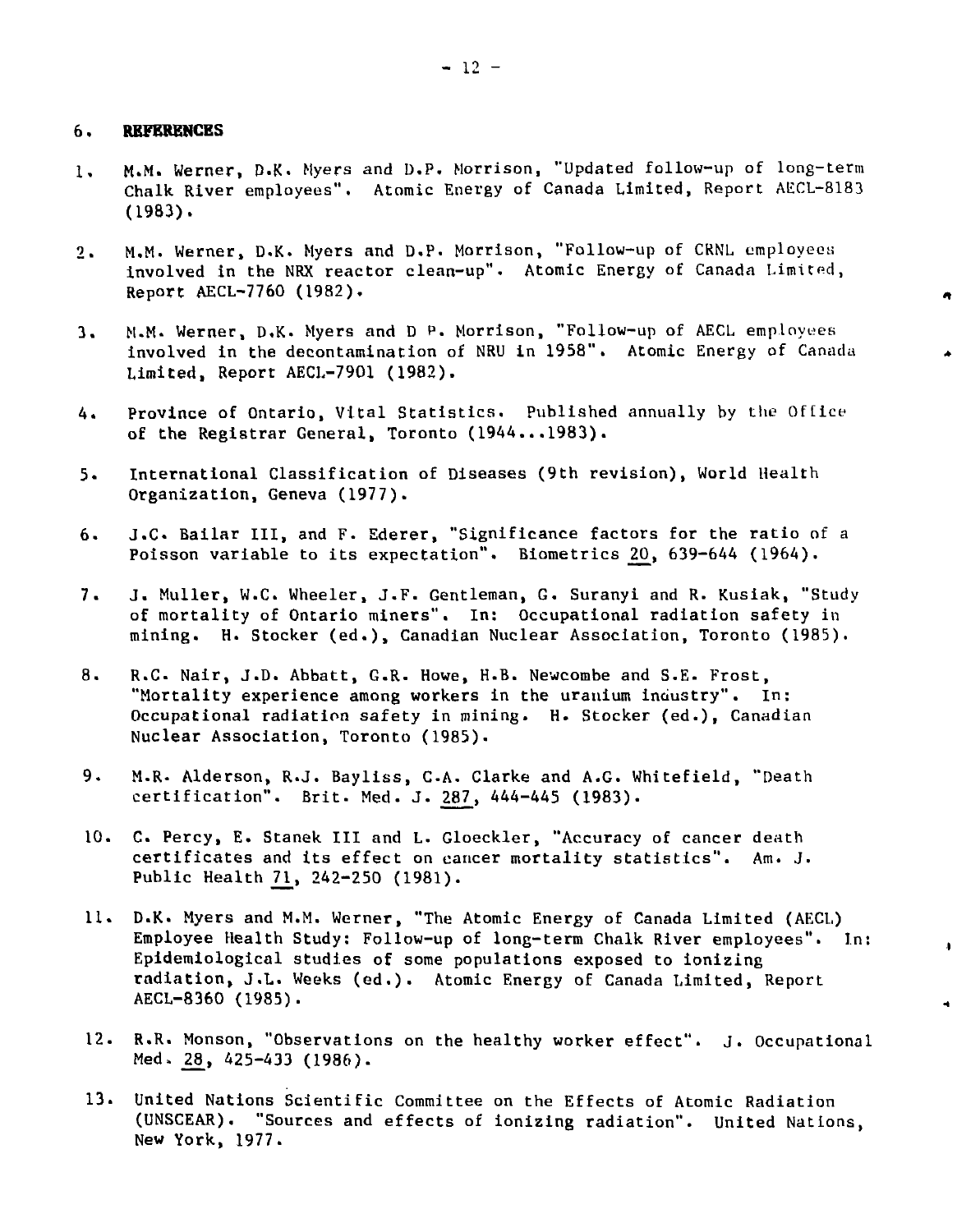## 6. REFERENCES

1. M.M. Werner, D.K. Myers and D.P. Morrison, "Updated follow-up of long-term Chalk River employees". Atomic Energy of Canada Limited, Report AECL-8183 (1983).

2. M.M. Werner, D.K. Myers and D.P. Morrison, "Follow-up of CRNL employees involved in the NRX reactor clean-up". Atomic Energy of Canada Limited, Report AECL-7760 (1982).

3. M.M. Werner, D.K. Myers and D P. Morrison, "Follow-up of AECL employees involved in the decontamination of NRU in 1958". Atomic Energy of Canada Limited, Report AECL-7901 (1982).

4. Province of Ontario, Vital Statistics. Published annually by the Office of the Registrar General, Toronto (1944...1983).

5. International Classification of Diseases (9th revision), World Health Organization, Geneva (1977).

6. J.C. Bailar III, and F. Ederer, "Significance factors for the ratio of a Poisson variable to its expectation". Biometrics 20, 639-644 (1964).

7. J. Muller, W.C. Wheeler, J.F. Gentleman, G. Suranyi and R. Kusiak, "Study of mortality of Ontario miners". In: Occupational radiation safety in mining. H. Stocker (ed.), Canadian Nuclear Association, Toronto (1985).

8. R.C. Nair, J.D. Abbatt, G.R. Howe, H.B. Newcombe and S.E. Frost, "Mortality experience among workers in the uranium industry". In: Occupational radiation safety in mining. H. Stocker (ed.), Canadian Nuclear Association, Toronto (1985).

9. M.R. Alderson, R.J. Bayliss, C.A. Clarke and A.G. Whitefield, "Death certification". Brit. Med. J. 287, 444-445 (1983).

10. C. Percy, E. Stanek III and L. Gloeckler, "Accuracy of cancer death certificates and its effect on cancer mortality statistics". Am. J. Public Health 71, 242-250 (1981).

11. D.K. Myers and M.M. Werner, "The Atomic Energy of Canada Limited (AECL) Employee Health Study: Follow-up of long-term Chalk River employees". In: Epidemiological studies of some populations exposed to ionizing radiation, J.L. Weeks (ed.). Atomic Energy of Canada Limited, Report AECL-8360 (1985).

12. R.R. Monson, "Observations on the healthy worker effect". J. Occupational Med. 28, 425-433 (1986).

13. United Nations Scientific Committee on the Effects of Atomic Radiation (UNSCEAR). "Sources and effects of ionizing radiation". United Nations, New York, 1977.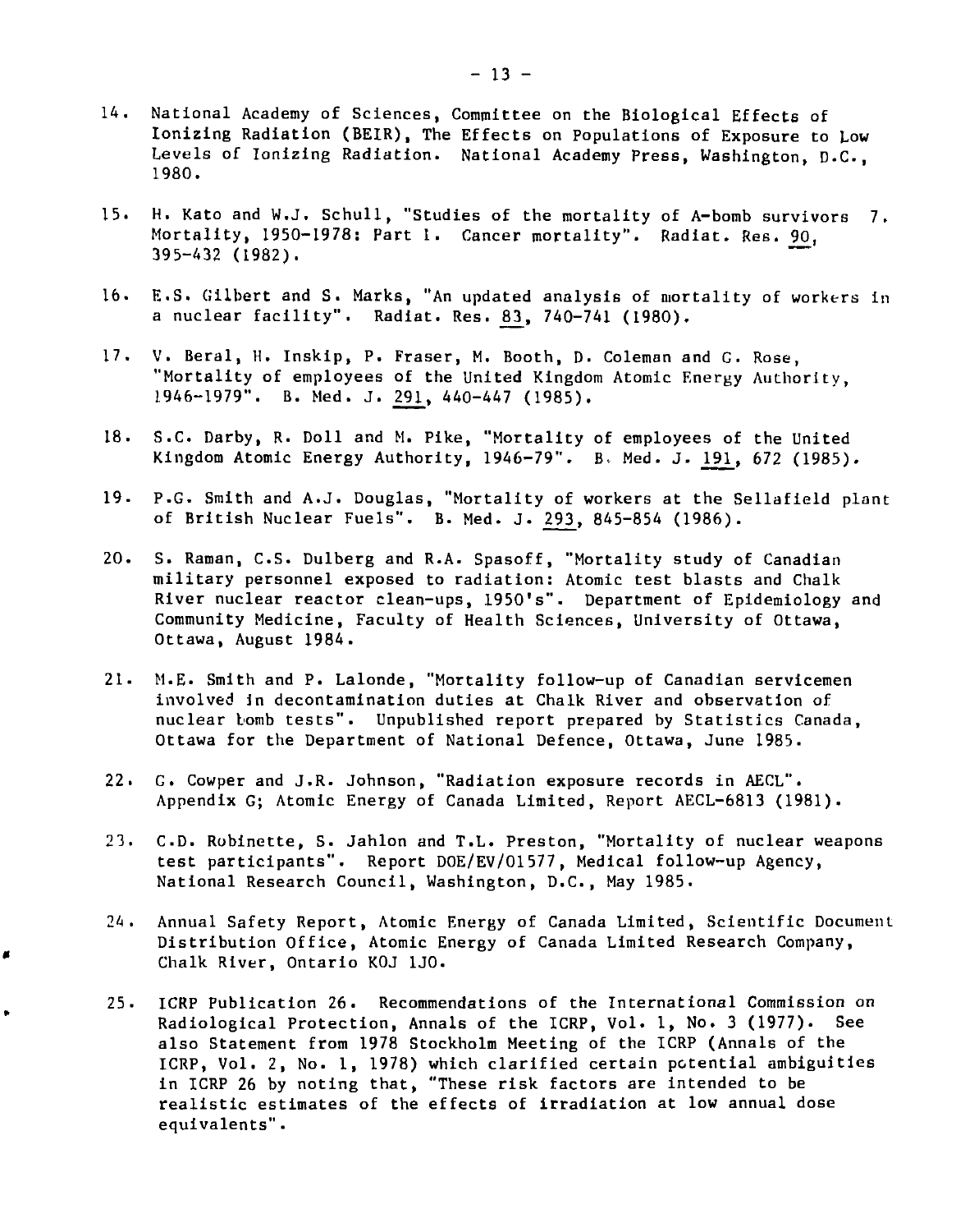14. National Academy of Sciences, Committee on the Biological Effects of Ionizing Radiation (BEIR), The Effects on Populations of Exposure to Low Levels of Ionizing Radiation. National Academy Press, Washington, D.C., 1980.

15. H. Kato and W.J. Schull, "Studies of the mortality of A-bomb survivors 7. Mortality, 1950-1978: Part I. Cancer mortality". Radiat. Res. 90, 395-432 (1982).

16. E.S. Gilbert and S. Marks, "An updated analysis of mortality of workers in a nuclear facility". Radiat. Res. 83, 740-741 (1980).

17. V. Beral, H. Inskip, P. Fraser, M. Booth, D. Coleman and G. Rose, "Mortality of employees of the United Kingdom Atomic Energy Authority, 1946-1979". B. Med. J. 291, 440-447 (1985).

18. S.C. Darby, R. Doll and M. Pike, "Mortality of employees of the United Kingdom Atomic Energy Authority, 1946-79". B. Med. J. 191, 672 (1985).

19. P.G. Smith and A.J. Douglas, "Mortality of workers at the Sellafield plant of British Nuclear Fuels". B. Med. J. 293, 845-854 (1986).

20. S. Raman, C.S. Dulberg and R.A. Spasoff, "Mortality study of Canadian military personnel exposed to radiation: Atomic test blasts and Chalk River nuclear reactor clean-ups, 1950's". Department of Epidemiology and Community Medicine, Faculty of Health Sciences, University of Ottawa, Ottawa, August 1984.

21. M.E. Smith and P. Lalonde, "Mortality follow-up of Canadian servicemen involved in decontamination duties at Chalk River and observation of nuclear bomb tests". Unpublished report prepared by Statistics Canada, Ottawa for the Department of National Defence, Ottawa, June 1985.

22. G. Cowper and J.R. Johnson, "Radiation exposure records in AECL". Appendix G; Atomic Energy of Canada Limited, Report AECL-6813 (1981).

23. C.D. Robinette, S. Jahlon and T.L. Preston, "Mortality of nuclear weapons test participants". Report DOE/EV/01577, Medical follow-up Agency, National Research Council, Washington, D.C., May 1985.

24. Annual Safety Report, Atomic Energy of Canada Limited, Scientific Document Distribution Office, Atomic Energy of Canada Limited Research Company, Chalk River, Ontario K0J 1J0.

25. ICRP Publication 26. Recommendations of the International Commission on Radiological Protection, Annals of the ICRP, Vol. 1, No. 3 (1977). See also Statement from 1978 Stockholm Meeting of the ICRP (Annals of the ICRP, Vol. 2, No. 1, 1978) which clarified certain potential ambiguities in ICRP 26 by noting that, "These risk factors are intended to be realistic estimates of the effects of irradiation at low annual dose equivalents".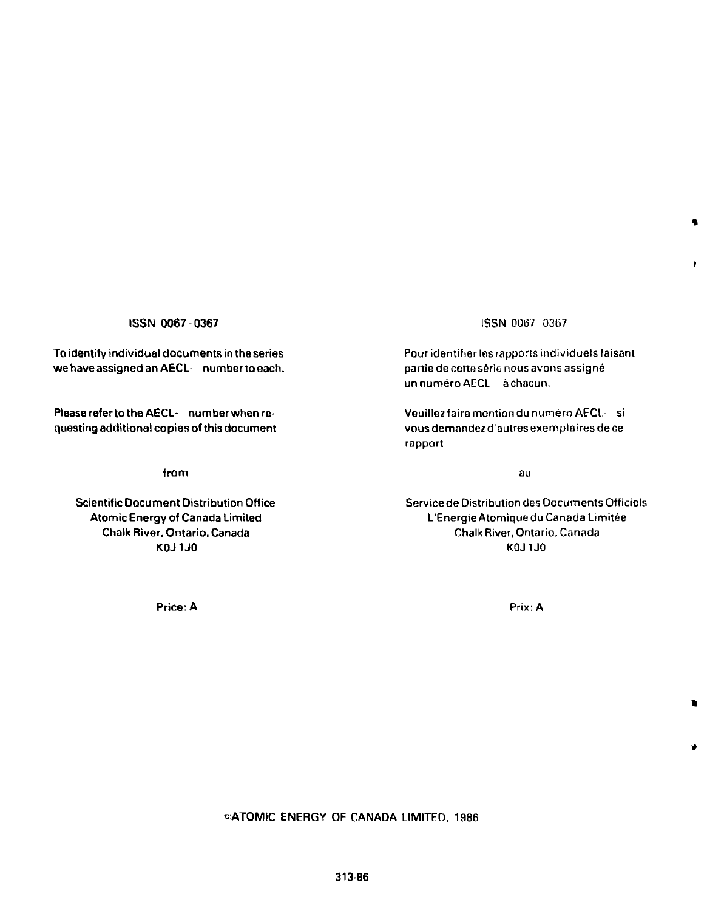ISSN 0067 - 0367

To identify individual documents in the series we have assigned an AECL- number to each.

Please refer to the AECL- number when requesting additional copies of this document

from

Scientific Document Distribution Office
Atomic Energy of Canada Limited
Chalk River, Ontario, Canada
K0J 1J0

Price: A

ISSN 0067 0367

Pour identifier les rapports individuels faisant partie de cette série nous avons assigné un numéro AECL- à chacun.

Veuillez faire mention du numéro AECL- si vous demandez d'autres exemplaires de ce rapport

au

Service de Distribution des Documents Officiels
L'Energie Atomique du Canada Limitée
Chalk River, Ontario, Canada
K0J 1J0

Prix: A

©ATOMIC ENERGY OF CANADA LIMITED, 1986

313-86